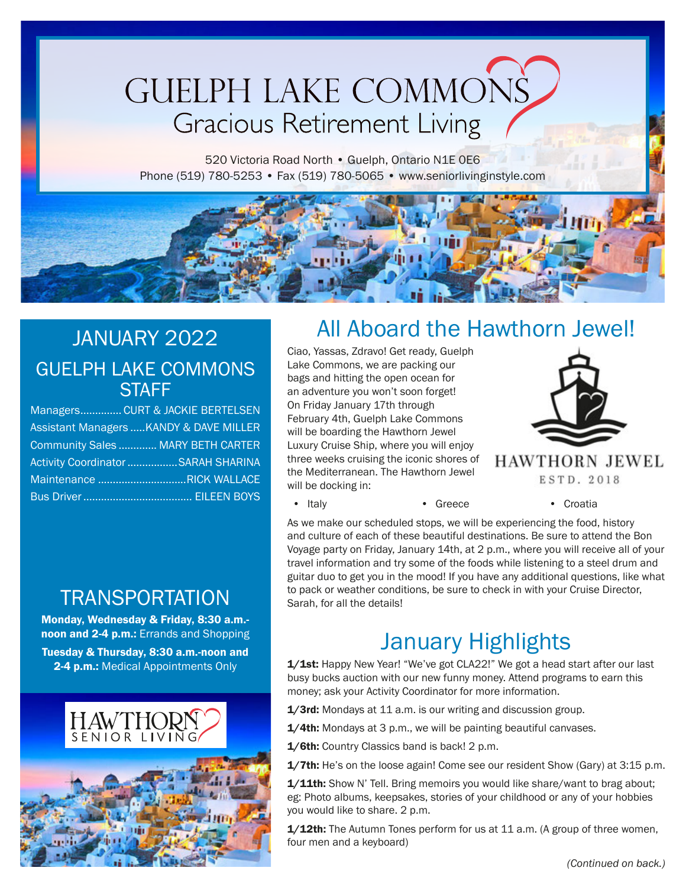# GUELPH LAKE COMMONS

## Gracious Retirement Living

520 Victoria Road North • Guelph, Ontario N1E 0E6
Phone (519) 780-5253 • Fax (519) 780-5065 • www.seniorlivinginstyle.com

## JANUARY 2022

### GUELPH LAKE COMMONS STAFF

Managers.............. CURT & JACKIE BERTELSEN
Assistant Managers .....KANDY & DAVE MILLER
Community Sales ............. MARY BETH CARTER
Activity Coordinator .................SARAH SHARINA
Maintenance ..............................RICK WALLACE
Bus Driver ..................................... EILEEN BOYS

### TRANSPORTATION

**Monday, Wednesday & Friday, 8:30 a.m.-noon and 2-4 p.m.:** Errands and Shopping

**Tuesday & Thursday, 8:30 a.m.-noon and 2-4 p.m.:** Medical Appointments Only

HAWTHORN SENIOR LIVING

## All Aboard the Hawthorn Jewel!

Ciao, Yassas, Zdravo! Get ready, Guelph Lake Commons, we are packing our bags and hitting the open ocean for an adventure you won't soon forget! On Friday January 17th through February 4th, Guelph Lake Commons will be boarding the Hawthorn Jewel Luxury Cruise Ship, where you will enjoy three weeks cruising the iconic shores of the Mediterranean. The Hawthorn Jewel will be docking in:

HAWTHORN JEWEL
ESTD. 2018

- Italy
- Greece
- Croatia

As we make our scheduled stops, we will be experiencing the food, history and culture of each of these beautiful destinations. Be sure to attend the Bon Voyage party on Friday, January 14th, at 2 p.m., where you will receive all of your travel information and try some of the foods while listening to a steel drum and guitar duo to get you in the mood! If you have any additional questions, like what to pack or weather conditions, be sure to check in with your Cruise Director, Sarah, for all the details!

## January Highlights

**1/1st:** Happy New Year! "We've got CLA22!" We got a head start after our last busy bucks auction with our new funny money. Attend programs to earn this money; ask your Activity Coordinator for more information.

**1/3rd:** Mondays at 11 a.m. is our writing and discussion group.

**1/4th:** Mondays at 3 p.m., we will be painting beautiful canvases.

**1/6th:** Country Classics band is back! 2 p.m.

**1/7th:** He's on the loose again! Come see our resident Show (Gary) at 3:15 p.m.

**1/11th:** Show N' Tell. Bring memoirs you would like share/want to brag about; eg: Photo albums, keepsakes, stories of your childhood or any of your hobbies you would like to share. 2 p.m.

**1/12th:** The Autumn Tones perform for us at 11 a.m. (A group of three women, four men and a keyboard)

*(Continued on back.)*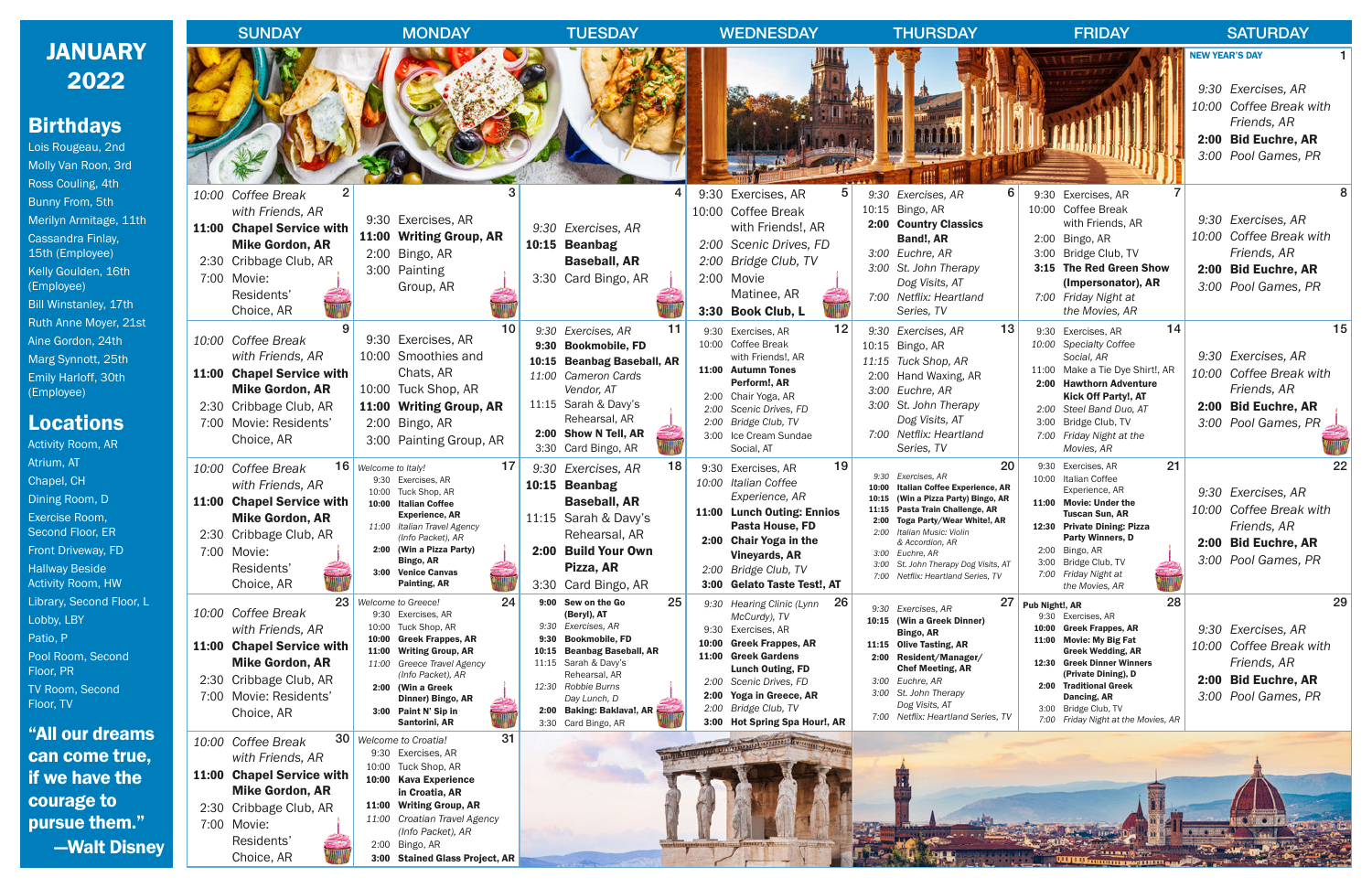# JANUARY 2022

## Birthdays

Lois Rougeau, 2nd
Molly Van Roon, 3rd
Ross Couling, 4th
Bunny From, 5th
Merilyn Armitage, 11th
Cassandra Finlay, 15th (Employee)
Kelly Goulden, 16th (Employee)
Bill Winstanley, 17th
Ruth Anne Moyer, 21st
Aine Gordon, 24th
Marg Synnott, 25th
Emily Harloff, 30th (Employee)

## Locations

Activity Room, AR
Atrium, AT
Chapel, CH
Dining Room, D
Exercise Room, Second Floor, ER
Front Driveway, FD
Hallway Beside Activity Room, HW
Library, Second Floor, L
Lobby, LBY
Patio, P
Pool Room, Second Floor, PR
TV Room, Second Floor, TV

**"All our dreams can come true, if we have the courage to pursue them." —Walt Disney**

| SUNDAY | MONDAY | TUESDAY | WEDNESDAY | THURSDAY | FRIDAY | SATURDAY |
|---|---|---|---|---|---|---|
| | | | | | | **1** NEW YEAR'S DAY<br>9:30 *Exercises, AR*<br>10:00 *Coffee Break with Friends, AR*<br>**2:00 Bid Euchre, AR**<br>3:00 *Pool Games, PR* |
| **2**<br>10:00 *Coffee Break with Friends, AR*<br>**11:00 Chapel Service with Mike Gordon, AR**<br>2:30 Cribbage Club, AR<br>7:00 Movie: Residents' Choice, AR | **3**<br>9:30 Exercises, AR<br>**11:00 Writing Group, AR**<br>2:00 Bingo, AR<br>3:00 Painting Group, AR | **4**<br>9:30 *Exercises, AR*<br>**10:15 Beanbag Baseball, AR**<br>3:30 Card Bingo, AR | **5**<br>9:30 Exercises, AR<br>10:00 Coffee Break with Friends!, AR<br>2:00 *Scenic Drives, FD*<br>2:00 *Bridge Club, TV*<br>2:00 Movie Matinee, AR<br>**3:30 Book Club, L** | **6**<br>9:30 *Exercises, AR*<br>10:15 Bingo, AR<br>**2:00 Country Classics Band!, AR**<br>3:00 *Euchre, AR*<br>3:00 *St. John Therapy Dog Visits, AT*<br>7:00 *Netflix: Heartland Series, TV* | **7**<br>9:30 Exercises, AR<br>10:00 Coffee Break with Friends, AR<br>2:00 Bingo, AR<br>3:00 Bridge Club, TV<br>**3:15 The Red Green Show (Impersonator), AR**<br>7:00 *Friday Night at the Movies, AR* | **8**<br>9:30 *Exercises, AR*<br>10:00 *Coffee Break with Friends, AR*<br>**2:00 Bid Euchre, AR**<br>3:00 *Pool Games, PR* |
| **9**<br>10:00 *Coffee Break with Friends, AR*<br>**11:00 Chapel Service with Mike Gordon, AR**<br>2:30 Cribbage Club, AR<br>7:00 Movie: Residents' Choice, AR | **10**<br>9:30 Exercises, AR<br>10:00 Smoothies and Chats, AR<br>10:00 Tuck Shop, AR<br>**11:00 Writing Group, AR**<br>2:00 Bingo, AR<br>3:00 Painting Group, AR | **11**<br>9:30 *Exercises, AR*<br>**9:30 Bookmobile, FD**<br>**10:15 Beanbag Baseball, AR**<br>11:00 *Cameron Cards Vendor, AT*<br>11:15 Sarah & Davy's Rehearsal, AR<br>**2:00 Show N Tell, AR**<br>3:30 Card Bingo, AR | **12**<br>9:30 Exercises, AR<br>10:00 Coffee Break with Friends!, AR<br>**11:00 Autumn Tones Perform!, AR**<br>2:00 Chair Yoga, AR<br>2:00 *Scenic Drives, FD*<br>2:00 *Bridge Club, TV*<br>3:00 Ice Cream Sundae Social, AT | **13**<br>9:30 *Exercises, AR*<br>10:15 Bingo, AR<br>11:15 *Tuck Shop, AR*<br>2:00 Hand Waxing, AR<br>3:00 *Euchre, AR*<br>3:00 *St. John Therapy Dog Visits, AT*<br>7:00 *Netflix: Heartland Series, TV* | **14**<br>9:30 Exercises, AR<br>10:00 *Specialty Coffee Social, AR*<br>11:00 Make a Tie Dye Shirt!, AR<br>**2:00 Hawthorn Adventure Kick Off Party!, AT**<br>2:00 *Steel Band Duo, AT*<br>3:00 Bridge Club, TV<br>7:00 *Friday Night at the Movies, AR* | **15**<br>9:30 *Exercises, AR*<br>10:00 *Coffee Break with Friends, AR*<br>**2:00 Bid Euchre, AR**<br>3:00 *Pool Games, PR* |
| **16**<br>10:00 *Coffee Break with Friends, AR*<br>**11:00 Chapel Service with Mike Gordon, AR**<br>2:30 Cribbage Club, AR<br>7:00 Movie: Residents' Choice, AR | **17**<br>*Welcome to Italy!*<br>9:30 Exercises, AR<br>10:00 Tuck Shop, AR<br>**10:00 Italian Coffee Experience, AR**<br>11:00 *Italian Travel Agency (Info Packet), AR*<br>**2:00 (Win a Pizza Party) Bingo, AR**<br>**3:00 Venice Canvas Painting, AR** | **18**<br>9:30 *Exercises, AR*<br>**10:15 Beanbag Baseball, AR**<br>11:15 Sarah & Davy's Rehearsal, AR<br>**2:00 Build Your Own Pizza, AR**<br>3:30 Card Bingo, AR | **19**<br>9:30 Exercises, AR<br>10:00 *Italian Coffee Experience, AR*<br>**11:00 Lunch Outing: Ennios Pasta House, FD**<br>**2:00 Chair Yoga in the Vineyards, AR**<br>2:00 *Bridge Club, TV*<br>**3:00 Gelato Taste Test!, AT** | **20**<br>9:30 *Exercises, AR*<br>**10:00 Italian Coffee Experience, AR**<br>**10:15 (Win a Pizza Party) Bingo, AR**<br>**11:15 Pasta Train Challenge, AR**<br>**2:00 Toga Party/Wear White!, AR**<br>2:00 *Italian Music: Violin & Accordion, AR*<br>3:00 *Euchre, AR*<br>3:00 *St. John Therapy Dog Visits, AT*<br>7:00 *Netflix: Heartland Series, TV* | **21**<br>9:30 Exercises, AR<br>10:00 Italian Coffee Experience, AR<br>**11:00 Movie: Under the Tuscan Sun, AR**<br>**12:30 Private Dining: Pizza Party Winners, D**<br>2:00 Bingo, AR<br>3:00 Bridge Club, TV<br>7:00 *Friday Night at the Movies, AR* | **22**<br>9:30 *Exercises, AR*<br>10:00 *Coffee Break with Friends, AR*<br>**2:00 Bid Euchre, AR**<br>3:00 *Pool Games, PR* |
| **23**<br>10:00 *Coffee Break with Friends, AR*<br>**11:00 Chapel Service with Mike Gordon, AR**<br>2:30 Cribbage Club, AR<br>7:00 Movie: Residents' Choice, AR | **24**<br>*Welcome to Greece!*<br>9:30 Exercises, AR<br>10:00 Tuck Shop, AR<br>**10:00 Greek Frappes, AR**<br>**11:00 Writing Group, AR**<br>11:00 *Greece Travel Agency (Info Packet), AR*<br>**2:00 (Win a Greek Dinner) Bingo, AR**<br>**3:00 Paint N' Sip in Santorini, AR** | **25**<br>**9:00 Sew on the Go (Beryl), AT**<br>9:30 *Exercises, AR*<br>**9:30 Bookmobile, FD**<br>**10:15 Beanbag Baseball, AR**<br>11:15 Sarah & Davy's Rehearsal, AR<br>12:30 *Robbie Burns Day Lunch, D*<br>**2:00 Baking: Baklava!, AR**<br>3:30 Card Bingo, AR | **26**<br>9:30 *Hearing Clinic (Lynn McCurdy), TV*<br>9:30 Exercises, AR<br>**10:00 Greek Frappes, AR**<br>**11:00 Greek Gardens Lunch Outing, FD**<br>2:00 *Scenic Drives, FD*<br>**2:00 Yoga in Greece, AR**<br>2:00 *Bridge Club, TV*<br>**3:00 Hot Spring Spa Hour!, AR** | **27**<br>9:30 *Exercises, AR*<br>**10:15 (Win a Greek Dinner) Bingo, AR**<br>**11:15 Olive Tasting, AR**<br>**2:00 Resident/Manager/Chef Meeting, AR**<br>3:00 *Euchre, AR*<br>3:00 *St. John Therapy Dog Visits, AT*<br>7:00 *Netflix: Heartland Series, TV* | **28**<br>**Pub Night!, AR**<br>9:30 Exercises, AR<br>**10:00 Greek Frappes, AR**<br>**11:00 Movie: My Big Fat Greek Wedding, AR**<br>**12:30 Greek Dinner Winners (Private Dining), D**<br>**2:00 Traditional Greek Dancing, AR**<br>3:00 Bridge Club, TV<br>7:00 *Friday Night at the Movies, AR* | **29**<br>9:30 *Exercises, AR*<br>10:00 *Coffee Break with Friends, AR*<br>**2:00 Bid Euchre, AR**<br>3:00 *Pool Games, PR* |
| **30**<br>10:00 *Coffee Break with Friends, AR*<br>**11:00 Chapel Service with Mike Gordon, AR**<br>2:30 Cribbage Club, AR<br>7:00 Movie: Residents' Choice, AR | **31**<br>*Welcome to Croatia!*<br>9:30 Exercises, AR<br>10:00 Tuck Shop, AR<br>**10:00 Kava Experience in Croatia, AR**<br>**11:00 Writing Group, AR**<br>11:00 *Croatian Travel Agency (Info Packet), AR*<br>2:00 Bingo, AR<br>**3:00 Stained Glass Project, AR** | | | | | |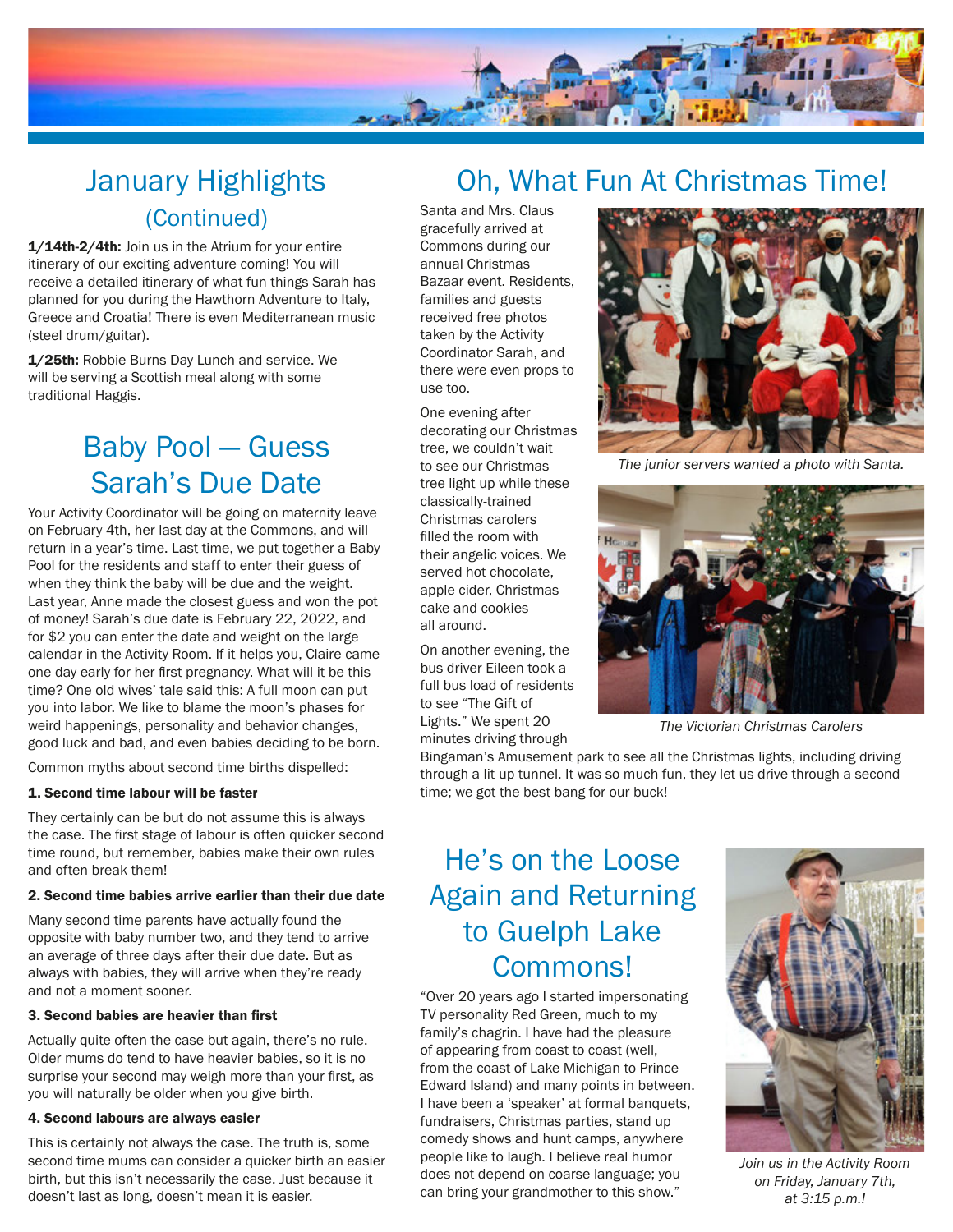## January Highlights (Continued)

**1/14th-2/4th:** Join us in the Atrium for your entire itinerary of our exciting adventure coming! You will receive a detailed itinerary of what fun things Sarah has planned for you during the Hawthorn Adventure to Italy, Greece and Croatia! There is even Mediterranean music (steel drum/guitar).

**1/25th:** Robbie Burns Day Lunch and service. We will be serving a Scottish meal along with some traditional Haggis.

## Baby Pool — Guess Sarah's Due Date

Your Activity Coordinator will be going on maternity leave on February 4th, her last day at the Commons, and will return in a year's time. Last time, we put together a Baby Pool for the residents and staff to enter their guess of when they think the baby will be due and the weight. Last year, Anne made the closest guess and won the pot of money! Sarah's due date is February 22, 2022, and for $2 you can enter the date and weight on the large calendar in the Activity Room. If it helps you, Claire came one day early for her first pregnancy. What will it be this time? One old wives' tale said this: A full moon can put you into labor. We like to blame the moon's phases for weird happenings, personality and behavior changes, good luck and bad, and even babies deciding to be born.

Common myths about second time births dispelled:

**1. Second time labour will be faster**

They certainly can be but do not assume this is always the case. The first stage of labour is often quicker second time round, but remember, babies make their own rules and often break them!

**2. Second time babies arrive earlier than their due date**

Many second time parents have actually found the opposite with baby number two, and they tend to arrive an average of three days after their due date. But as always with babies, they will arrive when they're ready and not a moment sooner.

**3. Second babies are heavier than first**

Actually quite often the case but again, there's no rule. Older mums do tend to have heavier babies, so it is no surprise your second may weigh more than your first, as you will naturally be older when you give birth.

**4. Second labours are always easier**

This is certainly not always the case. The truth is, some second time mums can consider a quicker birth an easier birth, but this isn't necessarily the case. Just because it doesn't last as long, doesn't mean it is easier.

## Oh, What Fun At Christmas Time!

Santa and Mrs. Claus gracefully arrived at Commons during our annual Christmas Bazaar event. Residents, families and guests received free photos taken by the Activity Coordinator Sarah, and there were even props to use too.

*The junior servers wanted a photo with Santa.*

One evening after decorating our Christmas tree, we couldn't wait to see our Christmas tree light up while these classically-trained Christmas carolers filled the room with their angelic voices. We served hot chocolate, apple cider, Christmas cake and cookies all around.

*The Victorian Christmas Carolers*

On another evening, the bus driver Eileen took a full bus load of residents to see "The Gift of Lights." We spent 20 minutes driving through Bingaman's Amusement park to see all the Christmas lights, including driving through a lit up tunnel. It was so much fun, they let us drive through a second time; we got the best bang for our buck!

## He's on the Loose Again and Returning to Guelph Lake Commons!

"Over 20 years ago I started impersonating TV personality Red Green, much to my family's chagrin. I have had the pleasure of appearing from coast to coast (well, from the coast of Lake Michigan to Prince Edward Island) and many points in between. I have been a 'speaker' at formal banquets, fundraisers, Christmas parties, stand up comedy shows and hunt camps, anywhere people like to laugh. I believe real humor does not depend on coarse language; you can bring your grandmother to this show."

*Join us in the Activity Room on Friday, January 7th, at 3:15 p.m.!*